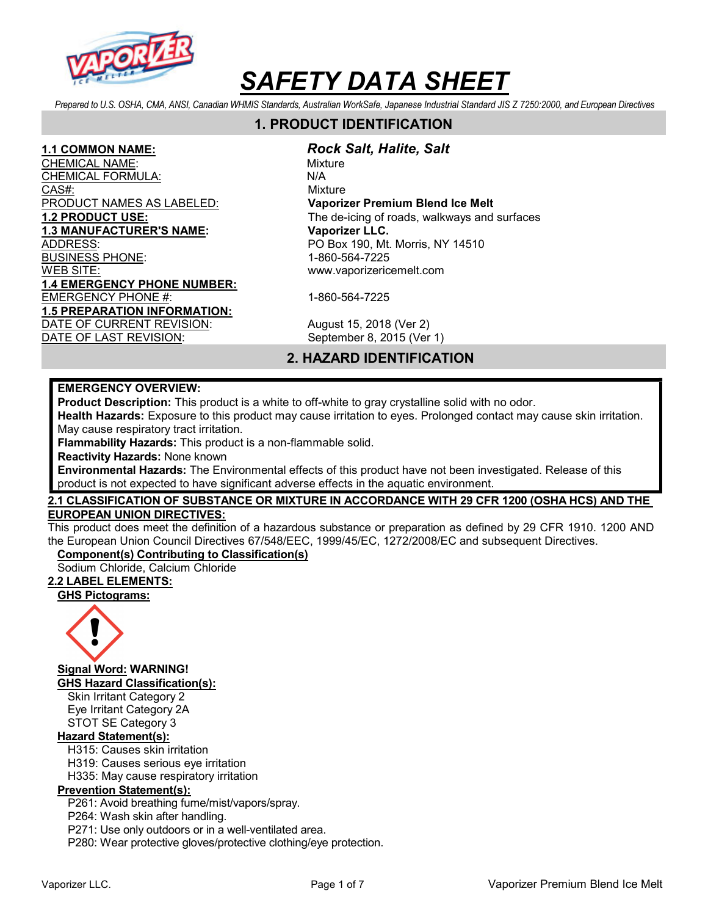# SAFETY DATA SHEET

*Prepared to U.S. OSHA, CMA, ANSI, Canadian WHMIS Standards, Australian WorkSafe, Japanese Industrial Standard JIS Z 7250:2000, and European Directives*

## 1. PRODUCT IDENTIFICATION

| | |
|---|---|
| **1.1 COMMON NAME:** | ***Rock Salt, Halite, Salt*** |
| CHEMICAL NAME: | Mixture |
| CHEMICAL FORMULA: | N/A |
| CAS#: | Mixture |
| PRODUCT NAMES AS LABELED: | **Vaporizer Premium Blend Ice Melt** |
| **1.2 PRODUCT USE:** | The de-icing of roads, walkways and surfaces |
| **1.3 MANUFACTURER'S NAME:** | **Vaporizer LLC.** |
| ADDRESS: | PO Box 190, Mt. Morris, NY 14510 |
| BUSINESS PHONE: | 1-860-564-7225 |
| WEB SITE: | www.vaporizericemelt.com |
| **1.4 EMERGENCY PHONE NUMBER:** | |
| EMERGENCY PHONE #: | 1-860-564-7225 |
| **1.5 PREPARATION INFORMATION:** | |
| DATE OF CURRENT REVISION: | August 15, 2018 (Ver 2) |
| DATE OF LAST REVISION: | September 8, 2015 (Ver 1) |

## 2. HAZARD IDENTIFICATION

**EMERGENCY OVERVIEW:**

**Product Description:** This product is a white to off-white to gray crystalline solid with no odor.

**Health Hazards:** Exposure to this product may cause irritation to eyes. Prolonged contact may cause skin irritation. May cause respiratory tract irritation.

**Flammability Hazards:** This product is a non-flammable solid.

**Reactivity Hazards:** None known

**Environmental Hazards:** The Environmental effects of this product have not been investigated. Release of this product is not expected to have significant adverse effects in the aquatic environment.

### 2.1 CLASSIFICATION OF SUBSTANCE OR MIXTURE IN ACCORDANCE WITH 29 CFR 1200 (OSHA HCS) AND THE EUROPEAN UNION DIRECTIVES:

This product does meet the definition of a hazardous substance or preparation as defined by 29 CFR 1910. 1200 AND the European Union Council Directives 67/548/EEC, 1999/45/EC, 1272/2008/EC and subsequent Directives.

**Component(s) Contributing to Classification(s)**

Sodium Chloride, Calcium Chloride

### 2.2 LABEL ELEMENTS:

**GHS Pictograms:**

**Signal Word: WARNING!**

**GHS Hazard Classification(s):**

- Skin Irritant Category 2
- Eye Irritant Category 2A
- STOT SE Category 3

**Hazard Statement(s):**

- H315: Causes skin irritation
- H319: Causes serious eye irritation
- H335: May cause respiratory irritation

**Prevention Statement(s):**

- P261: Avoid breathing fume/mist/vapors/spray.
- P264: Wash skin after handling.
- P271: Use only outdoors or in a well-ventilated area.
- P280: Wear protective gloves/protective clothing/eye protection.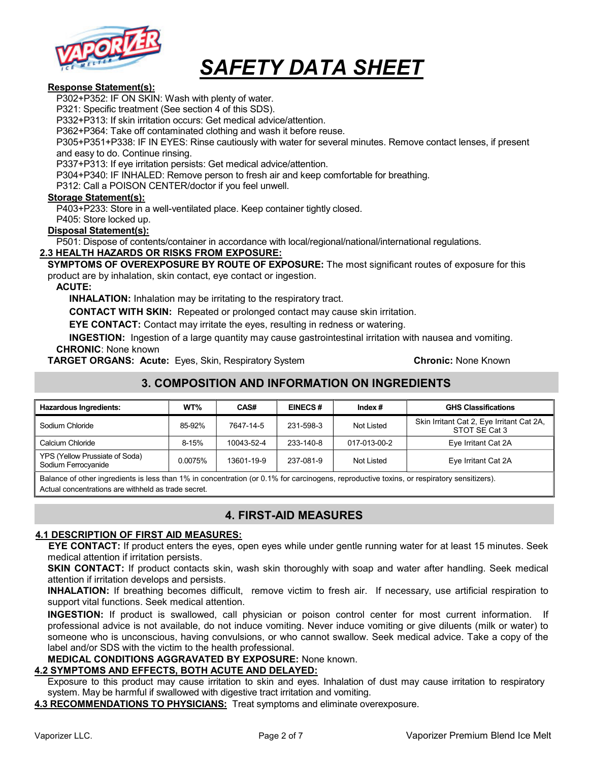# SAFETY DATA SHEET

**Response Statement(s):**

P302+P352: IF ON SKIN: Wash with plenty of water.
P321: Specific treatment (See section 4 of this SDS).
P332+P313: If skin irritation occurs: Get medical advice/attention.
P362+P364: Take off contaminated clothing and wash it before reuse.
P305+P351+P338: IF IN EYES: Rinse cautiously with water for several minutes. Remove contact lenses, if present and easy to do. Continue rinsing.
P337+P313: If eye irritation persists: Get medical advice/attention.
P304+P340: IF INHALED: Remove person to fresh air and keep comfortable for breathing.
P312: Call a POISON CENTER/doctor if you feel unwell.

**Storage Statement(s):**

P403+P233: Store in a well-ventilated place. Keep container tightly closed.
P405: Store locked up.

**Disposal Statement(s):**

P501: Dispose of contents/container in accordance with local/regional/national/international regulations.

**2.3 HEALTH HAZARDS OR RISKS FROM EXPOSURE:**

**SYMPTOMS OF OVEREXPOSURE BY ROUTE OF EXPOSURE:** The most significant routes of exposure for this product are by inhalation, skin contact, eye contact or ingestion.

**ACUTE:**

**INHALATION:** Inhalation may be irritating to the respiratory tract.

**CONTACT WITH SKIN:** Repeated or prolonged contact may cause skin irritation.

**EYE CONTACT:** Contact may irritate the eyes, resulting in redness or watering.

**INGESTION:** Ingestion of a large quantity may cause gastrointestinal irritation with nausea and vomiting.

**CHRONIC**: None known

**TARGET ORGANS: Acute:** Eyes, Skin, Respiratory System **Chronic:** None Known

## 3. COMPOSITION AND INFORMATION ON INGREDIENTS

| Hazardous Ingredients: | WT% | CAS# | EINECS # | Index # | GHS Classifications |
|---|---|---|---|---|---|
| Sodium Chloride | 85-92% | 7647-14-5 | 231-598-3 | Not Listed | Skin Irritant Cat 2, Eye Irritant Cat 2A, STOT SE Cat 3 |
| Calcium Chloride | 8-15% | 10043-52-4 | 233-140-8 | 017-013-00-2 | Eye Irritant Cat 2A |
| YPS (Yellow Prussiate of Soda) Sodium Ferrocyanide | 0.0075% | 13601-19-9 | 237-081-9 | Not Listed | Eye Irritant Cat 2A |

Balance of other ingredients is less than 1% in concentration (or 0.1% for carcinogens, reproductive toxins, or respiratory sensitizers). Actual concentrations are withheld as trade secret.

## 4. FIRST-AID MEASURES

**4.1 DESCRIPTION OF FIRST AID MEASURES:**

**EYE CONTACT:** If product enters the eyes, open eyes while under gentle running water for at least 15 minutes. Seek medical attention if irritation persists.

**SKIN CONTACT:** If product contacts skin, wash skin thoroughly with soap and water after handling. Seek medical attention if irritation develops and persists.

**INHALATION:** If breathing becomes difficult, remove victim to fresh air. If necessary, use artificial respiration to support vital functions. Seek medical attention.

**INGESTION:** If product is swallowed, call physician or poison control center for most current information. If professional advice is not available, do not induce vomiting. Never induce vomiting or give diluents (milk or water) to someone who is unconscious, having convulsions, or who cannot swallow. Seek medical advice. Take a copy of the label and/or SDS with the victim to the health professional.

**MEDICAL CONDITIONS AGGRAVATED BY EXPOSURE:** None known.

**4.2 SYMPTOMS AND EFFECTS, BOTH ACUTE AND DELAYED:**

Exposure to this product may cause irritation to skin and eyes. Inhalation of dust may cause irritation to respiratory system. May be harmful if swallowed with digestive tract irritation and vomiting.

**4.3 RECOMMENDATIONS TO PHYSICIANS:** Treat symptoms and eliminate overexposure.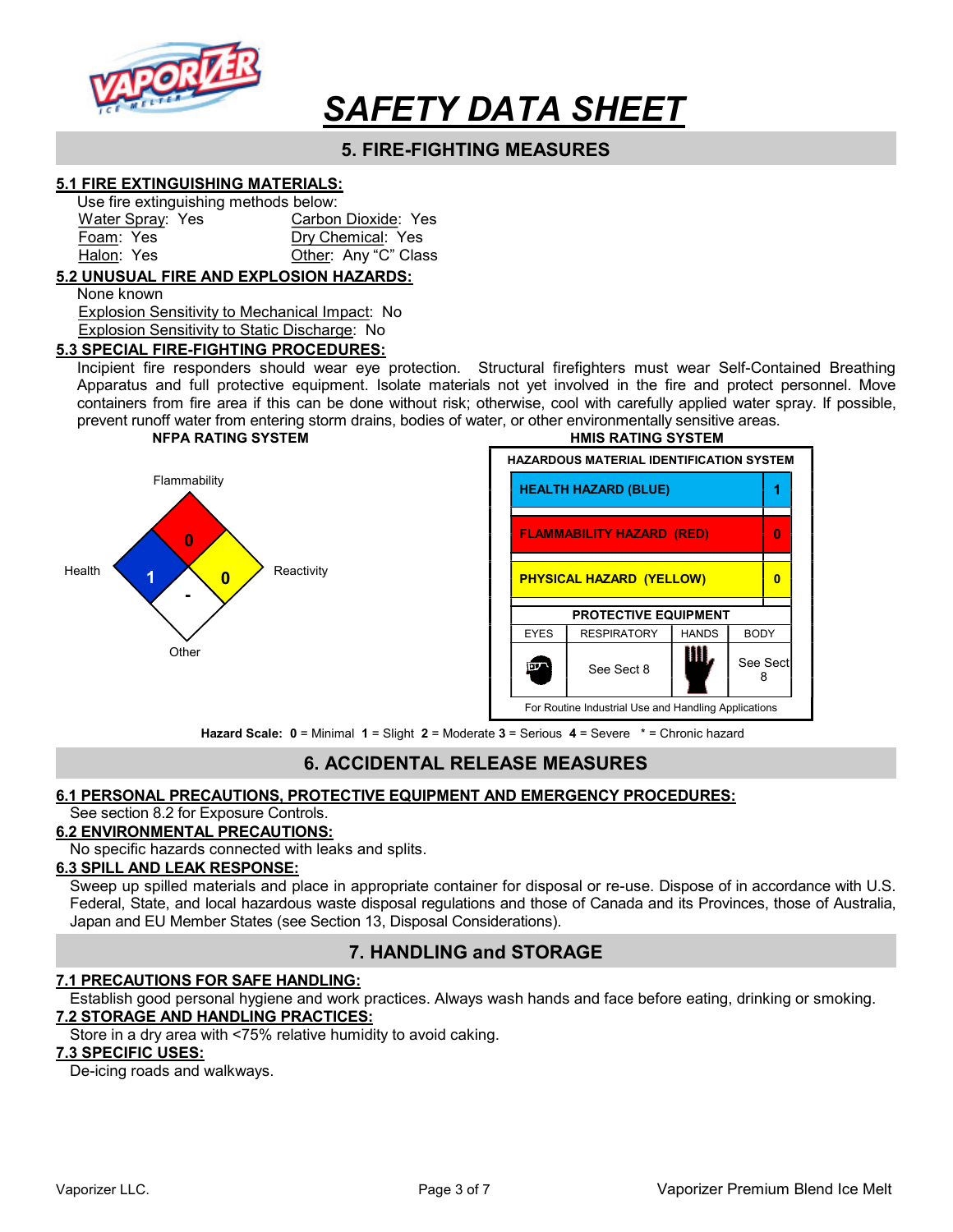# SAFETY DATA SHEET

## 5. FIRE-FIGHTING MEASURES

### 5.1 FIRE EXTINGUISHING MATERIALS:

Use fire extinguishing methods below:

| | |
|---|---|
| Water Spray: Yes | Carbon Dioxide: Yes |
| Foam: Yes | Dry Chemical: Yes |
| Halon: Yes | Other: Any "C" Class |

### 5.2 UNUSUAL FIRE AND EXPLOSION HAZARDS:

None known

Explosion Sensitivity to Mechanical Impact: No

Explosion Sensitivity to Static Discharge: No

### 5.3 SPECIAL FIRE-FIGHTING PROCEDURES:

Incipient fire responders should wear eye protection. Structural firefighters must wear Self-Contained Breathing Apparatus and full protective equipment. Isolate materials not yet involved in the fire and protect personnel. Move containers from fire area if this can be done without risk; otherwise, cool with carefully applied water spray. If possible, prevent runoff water from entering storm drains, bodies of water, or other environmentally sensitive areas.

**NFPA RATING SYSTEM**

| Category | Rating |
|---|---|
| Flammability | 0 |
| Health | 1 |
| Reactivity | 0 |
| Other | - |

**HMIS RATING SYSTEM**

**HAZARDOUS MATERIAL IDENTIFICATION SYSTEM**

| Hazard | Rating |
|---|---|
| HEALTH HAZARD (BLUE) | 1 |
| FLAMMABILITY HAZARD (RED) | 0 |
| PHYSICAL HAZARD (YELLOW) | 0 |

**PROTECTIVE EQUIPMENT**

| EYES | RESPIRATORY | HANDS | BODY |
|---|---|---|---|
| | See Sect 8 | | See Sect 8 |

For Routine Industrial Use and Handling Applications

**Hazard Scale: 0** = Minimal **1** = Slight **2** = Moderate **3** = Serious **4** = Severe * = Chronic hazard

## 6. ACCIDENTAL RELEASE MEASURES

### 6.1 PERSONAL PRECAUTIONS, PROTECTIVE EQUIPMENT AND EMERGENCY PROCEDURES:

See section 8.2 for Exposure Controls.

### 6.2 ENVIRONMENTAL PRECAUTIONS:

No specific hazards connected with leaks and splits.

### 6.3 SPILL AND LEAK RESPONSE:

Sweep up spilled materials and place in appropriate container for disposal or re-use. Dispose of in accordance with U.S. Federal, State, and local hazardous waste disposal regulations and those of Canada and its Provinces, those of Australia, Japan and EU Member States (see Section 13, Disposal Considerations).

## 7. HANDLING and STORAGE

### 7.1 PRECAUTIONS FOR SAFE HANDLING:

Establish good personal hygiene and work practices. Always wash hands and face before eating, drinking or smoking.

### 7.2 STORAGE AND HANDLING PRACTICES:

Store in a dry area with <75% relative humidity to avoid caking.

### 7.3 SPECIFIC USES:

De-icing roads and walkways.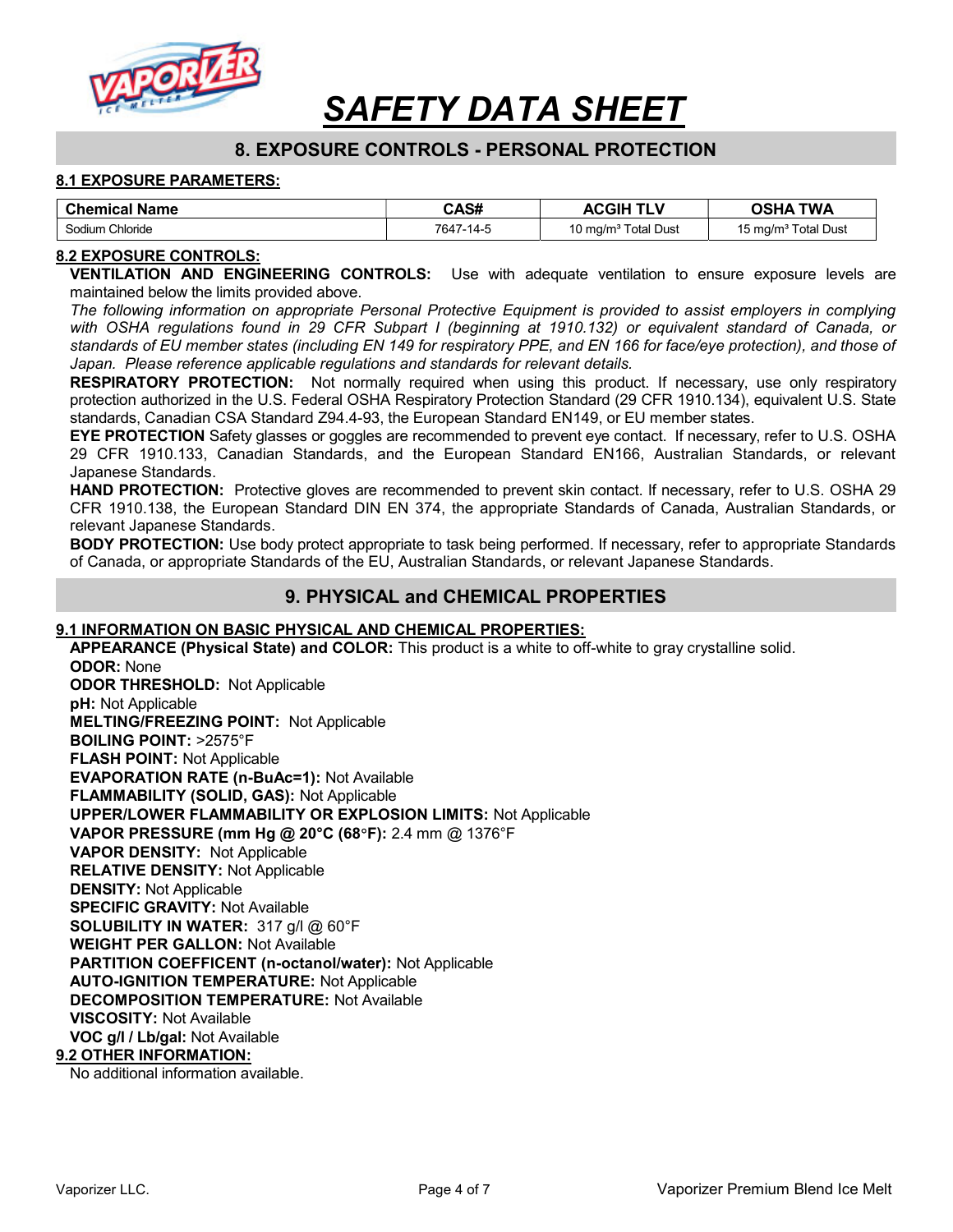# SAFETY DATA SHEET

## 8. EXPOSURE CONTROLS - PERSONAL PROTECTION

### 8.1 EXPOSURE PARAMETERS:

| Chemical Name | CAS# | ACGIH TLV | OSHA TWA |
|---|---|---|---|
| Sodium Chloride | 7647-14-5 | 10 mg/m³ Total Dust | 15 mg/m³ Total Dust |

### 8.2 EXPOSURE CONTROLS:

**VENTILATION AND ENGINEERING CONTROLS:** Use with adequate ventilation to ensure exposure levels are maintained below the limits provided above.

*The following information on appropriate Personal Protective Equipment is provided to assist employers in complying with OSHA regulations found in 29 CFR Subpart I (beginning at 1910.132) or equivalent standard of Canada, or standards of EU member states (including EN 149 for respiratory PPE, and EN 166 for face/eye protection), and those of Japan. Please reference applicable regulations and standards for relevant details.*

**RESPIRATORY PROTECTION:** Not normally required when using this product. If necessary, use only respiratory protection authorized in the U.S. Federal OSHA Respiratory Protection Standard (29 CFR 1910.134), equivalent U.S. State standards, Canadian CSA Standard Z94.4-93, the European Standard EN149, or EU member states.

**EYE PROTECTION** Safety glasses or goggles are recommended to prevent eye contact. If necessary, refer to U.S. OSHA 29 CFR 1910.133, Canadian Standards, and the European Standard EN166, Australian Standards, or relevant Japanese Standards.

**HAND PROTECTION:** Protective gloves are recommended to prevent skin contact. If necessary, refer to U.S. OSHA 29 CFR 1910.138, the European Standard DIN EN 374, the appropriate Standards of Canada, Australian Standards, or relevant Japanese Standards.

**BODY PROTECTION:** Use body protect appropriate to task being performed. If necessary, refer to appropriate Standards of Canada, or appropriate Standards of the EU, Australian Standards, or relevant Japanese Standards.

## 9. PHYSICAL and CHEMICAL PROPERTIES

### 9.1 INFORMATION ON BASIC PHYSICAL AND CHEMICAL PROPERTIES:

**APPEARANCE (Physical State) and COLOR:** This product is a white to off-white to gray crystalline solid.
**ODOR:** None
**ODOR THRESHOLD:** Not Applicable
**pH:** Not Applicable
**MELTING/FREEZING POINT:** Not Applicable
**BOILING POINT:** >2575°F
**FLASH POINT:** Not Applicable
**EVAPORATION RATE (n-BuAc=1):** Not Available
**FLAMMABILITY (SOLID, GAS):** Not Applicable
**UPPER/LOWER FLAMMABILITY OR EXPLOSION LIMITS:** Not Applicable
**VAPOR PRESSURE (mm Hg @ 20°C (68°F):** 2.4 mm @ 1376°F
**VAPOR DENSITY:** Not Applicable
**RELATIVE DENSITY:** Not Applicable
**DENSITY:** Not Applicable
**SPECIFIC GRAVITY:** Not Available
**SOLUBILITY IN WATER:** 317 g/l @ 60°F
**WEIGHT PER GALLON:** Not Available
**PARTITION COEFFICENT (n-octanol/water):** Not Applicable
**AUTO-IGNITION TEMPERATURE:** Not Applicable
**DECOMPOSITION TEMPERATURE:** Not Available
**VISCOSITY:** Not Available
**VOC g/l / Lb/gal:** Not Available

### 9.2 OTHER INFORMATION:

No additional information available.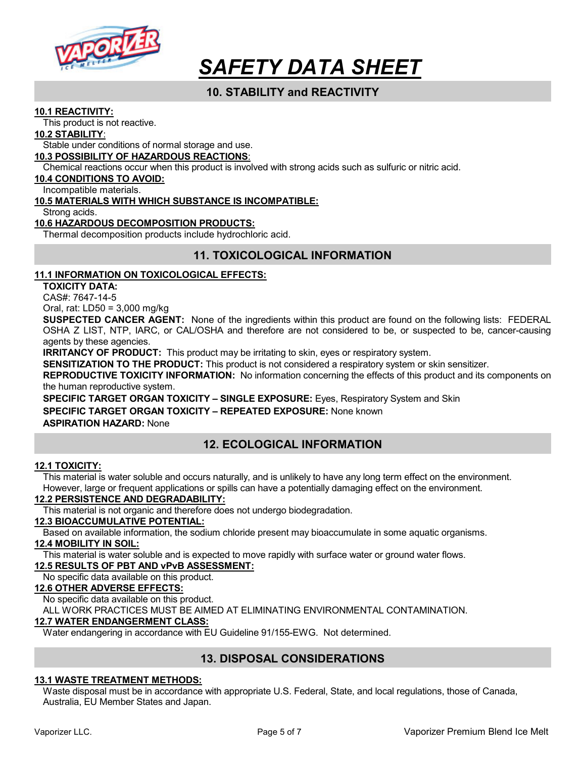# SAFETY DATA SHEET

## 10. STABILITY and REACTIVITY

**10.1 REACTIVITY:**

This product is not reactive.

**10.2 STABILITY:**

Stable under conditions of normal storage and use.

**10.3 POSSIBILITY OF HAZARDOUS REACTIONS:**

Chemical reactions occur when this product is involved with strong acids such as sulfuric or nitric acid.

**10.4 CONDITIONS TO AVOID:**

Incompatible materials.

**10.5 MATERIALS WITH WHICH SUBSTANCE IS INCOMPATIBLE:**

Strong acids.

**10.6 HAZARDOUS DECOMPOSITION PRODUCTS:**

Thermal decomposition products include hydrochloric acid.

## 11. TOXICOLOGICAL INFORMATION

**11.1 INFORMATION ON TOXICOLOGICAL EFFECTS:**

**TOXICITY DATA:**

CAS#: 7647-14-5

Oral, rat: LD50 = 3,000 mg/kg

**SUSPECTED CANCER AGENT:** None of the ingredients within this product are found on the following lists: FEDERAL OSHA Z LIST, NTP, IARC, or CAL/OSHA and therefore are not considered to be, or suspected to be, cancer-causing agents by these agencies.

**IRRITANCY OF PRODUCT:** This product may be irritating to skin, eyes or respiratory system.

**SENSITIZATION TO THE PRODUCT:** This product is not considered a respiratory system or skin sensitizer.

**REPRODUCTIVE TOXICITY INFORMATION:** No information concerning the effects of this product and its components on the human reproductive system.

**SPECIFIC TARGET ORGAN TOXICITY – SINGLE EXPOSURE:** Eyes, Respiratory System and Skin

**SPECIFIC TARGET ORGAN TOXICITY – REPEATED EXPOSURE:** None known

**ASPIRATION HAZARD:** None

## 12. ECOLOGICAL INFORMATION

**12.1 TOXICITY:**

This material is water soluble and occurs naturally, and is unlikely to have any long term effect on the environment. However, large or frequent applications or spills can have a potentially damaging effect on the environment.

**12.2 PERSISTENCE AND DEGRADABILITY:**

This material is not organic and therefore does not undergo biodegradation.

**12.3 BIOACCUMULATIVE POTENTIAL:**

Based on available information, the sodium chloride present may bioaccumulate in some aquatic organisms.

**12.4 MOBILITY IN SOIL:**

This material is water soluble and is expected to move rapidly with surface water or ground water flows.

**12.5 RESULTS OF PBT AND vPvB ASSESSMENT:**

No specific data available on this product.

**12.6 OTHER ADVERSE EFFECTS:**

No specific data available on this product.

ALL WORK PRACTICES MUST BE AIMED AT ELIMINATING ENVIRONMENTAL CONTAMINATION.

**12.7 WATER ENDANGERMENT CLASS:**

Water endangering in accordance with EU Guideline 91/155-EWG. Not determined.

## 13. DISPOSAL CONSIDERATIONS

**13.1 WASTE TREATMENT METHODS:**

Waste disposal must be in accordance with appropriate U.S. Federal, State, and local regulations, those of Canada, Australia, EU Member States and Japan.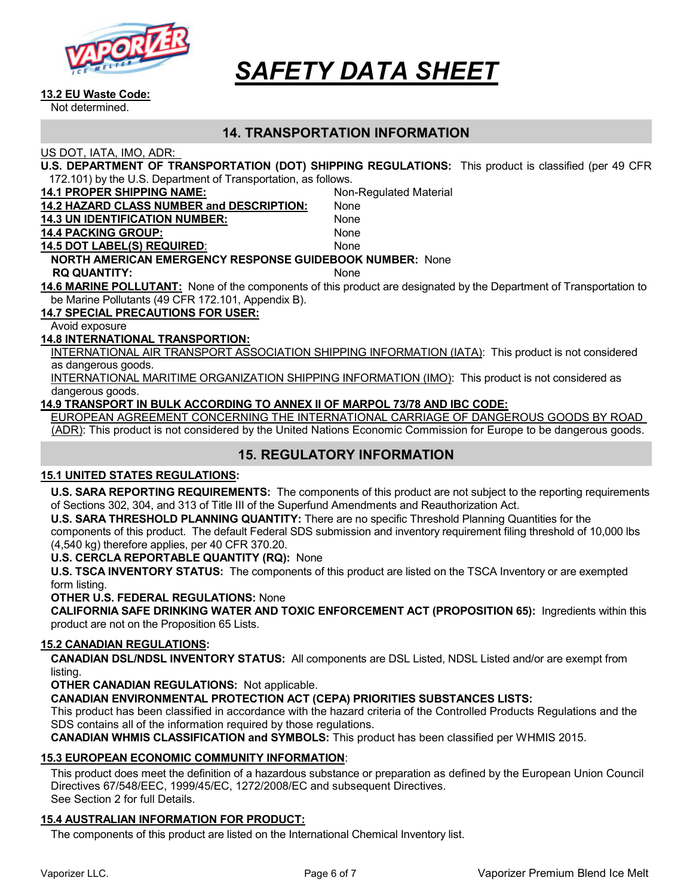**13.2 EU Waste Code:**
Not determined.

## 14. TRANSPORTATION INFORMATION

US DOT, IATA, IMO, ADR:

**U.S. DEPARTMENT OF TRANSPORTATION (DOT) SHIPPING REGULATIONS:** This product is classified (per 49 CFR 172.101) by the U.S. Department of Transportation, as follows.

**14.1 PROPER SHIPPING NAME:** Non-Regulated Material

**14.2 HAZARD CLASS NUMBER and DESCRIPTION:** None

**14.3 UN IDENTIFICATION NUMBER:** None

**14.4 PACKING GROUP:** None

**14.5 DOT LABEL(S) REQUIRED:** None

**NORTH AMERICAN EMERGENCY RESPONSE GUIDEBOOK NUMBER:** None

**RQ QUANTITY:** None

**14.6 MARINE POLLUTANT:** None of the components of this product are designated by the Department of Transportation to be Marine Pollutants (49 CFR 172.101, Appendix B).

**14.7 SPECIAL PRECAUTIONS FOR USER:**
Avoid exposure

**14.8 INTERNATIONAL TRANSPORTION:**
INTERNATIONAL AIR TRANSPORT ASSOCIATION SHIPPING INFORMATION (IATA): This product is not considered as dangerous goods.
INTERNATIONAL MARITIME ORGANIZATION SHIPPING INFORMATION (IMO): This product is not considered as dangerous goods.

**14.9 TRANSPORT IN BULK ACCORDING TO ANNEX II OF MARPOL 73/78 AND IBC CODE:**
EUROPEAN AGREEMENT CONCERNING THE INTERNATIONAL CARRIAGE OF DANGEROUS GOODS BY ROAD (ADR): This product is not considered by the United Nations Economic Commission for Europe to be dangerous goods.

## 15. REGULATORY INFORMATION

**15.1 UNITED STATES REGULATIONS:**

**U.S. SARA REPORTING REQUIREMENTS:** The components of this product are not subject to the reporting requirements of Sections 302, 304, and 313 of Title III of the Superfund Amendments and Reauthorization Act.

**U.S. SARA THRESHOLD PLANNING QUANTITY:** There are no specific Threshold Planning Quantities for the components of this product. The default Federal SDS submission and inventory requirement filing threshold of 10,000 lbs (4,540 kg) therefore applies, per 40 CFR 370.20.

**U.S. CERCLA REPORTABLE QUANTITY (RQ):** None

**U.S. TSCA INVENTORY STATUS:** The components of this product are listed on the TSCA Inventory or are exempted form listing.

**OTHER U.S. FEDERAL REGULATIONS:** None

**CALIFORNIA SAFE DRINKING WATER AND TOXIC ENFORCEMENT ACT (PROPOSITION 65):** Ingredients within this product are not on the Proposition 65 Lists.

**15.2 CANADIAN REGULATIONS:**

**CANADIAN DSL/NDSL INVENTORY STATUS:** All components are DSL Listed, NDSL Listed and/or are exempt from listing.

**OTHER CANADIAN REGULATIONS:** Not applicable.

**CANADIAN ENVIRONMENTAL PROTECTION ACT (CEPA) PRIORITIES SUBSTANCES LISTS:**
This product has been classified in accordance with the hazard criteria of the Controlled Products Regulations and the SDS contains all of the information required by those regulations.

**CANADIAN WHMIS CLASSIFICATION and SYMBOLS:** This product has been classified per WHMIS 2015.

**15.3 EUROPEAN ECONOMIC COMMUNITY INFORMATION:**

This product does meet the definition of a hazardous substance or preparation as defined by the European Union Council Directives 67/548/EEC, 1999/45/EC, 1272/2008/EC and subsequent Directives.
See Section 2 for full Details.

**15.4 AUSTRALIAN INFORMATION FOR PRODUCT:**

The components of this product are listed on the International Chemical Inventory list.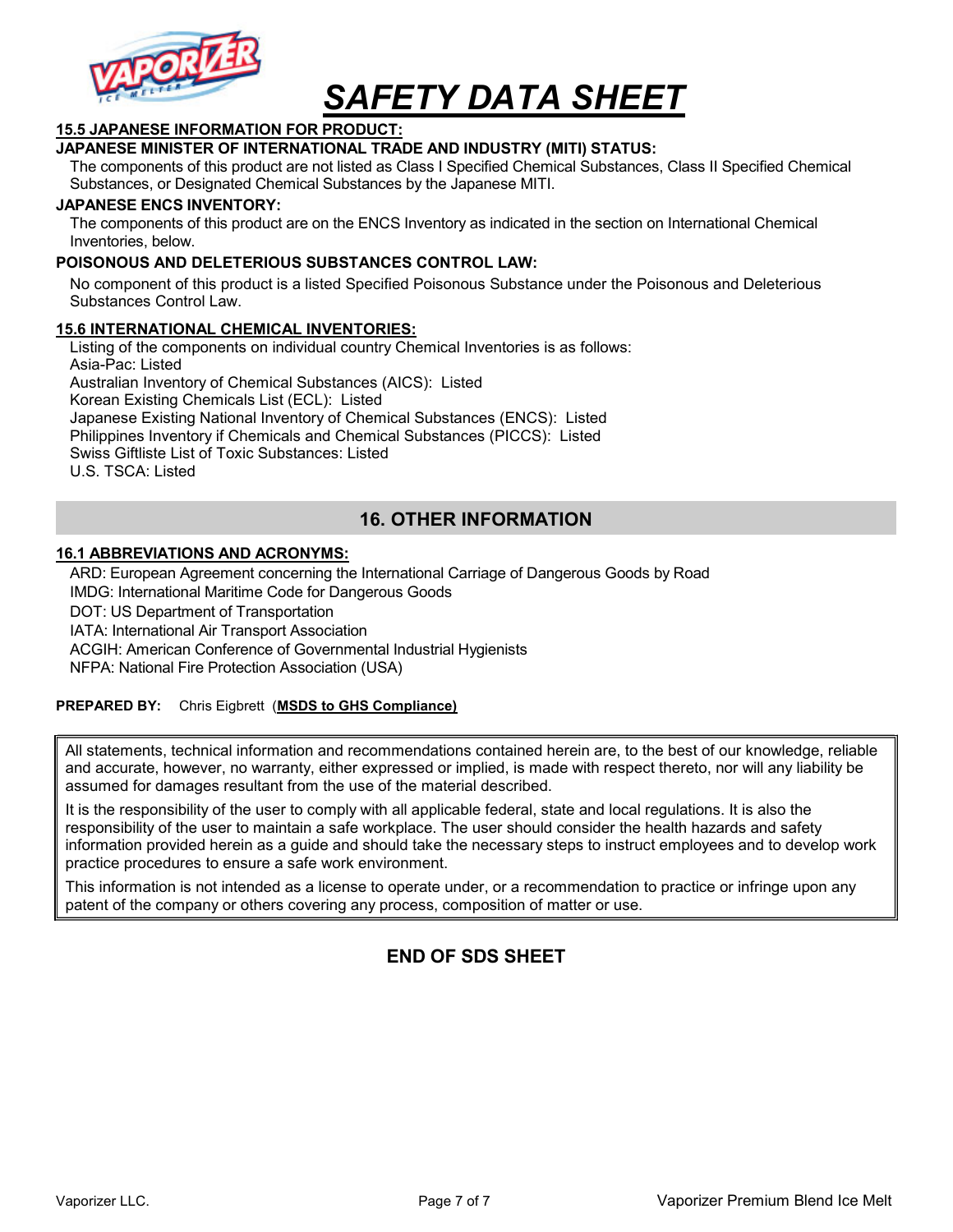# SAFETY DATA SHEET

### 15.5 JAPANESE INFORMATION FOR PRODUCT:

**JAPANESE MINISTER OF INTERNATIONAL TRADE AND INDUSTRY (MITI) STATUS:**

The components of this product are not listed as Class I Specified Chemical Substances, Class II Specified Chemical Substances, or Designated Chemical Substances by the Japanese MITI.

**JAPANESE ENCS INVENTORY:**

The components of this product are on the ENCS Inventory as indicated in the section on International Chemical Inventories, below.

**POISONOUS AND DELETERIOUS SUBSTANCES CONTROL LAW:**

No component of this product is a listed Specified Poisonous Substance under the Poisonous and Deleterious Substances Control Law.

### 15.6 INTERNATIONAL CHEMICAL INVENTORIES:

Listing of the components on individual country Chemical Inventories is as follows:
Asia-Pac: Listed
Australian Inventory of Chemical Substances (AICS): Listed
Korean Existing Chemicals List (ECL): Listed
Japanese Existing National Inventory of Chemical Substances (ENCS): Listed
Philippines Inventory if Chemicals and Chemical Substances (PICCS): Listed
Swiss Giftliste List of Toxic Substances: Listed
U.S. TSCA: Listed

## 16. OTHER INFORMATION

### 16.1 ABBREVIATIONS AND ACRONYMS:

ARD: European Agreement concerning the International Carriage of Dangerous Goods by Road
IMDG: International Maritime Code for Dangerous Goods
DOT: US Department of Transportation
IATA: International Air Transport Association
ACGIH: American Conference of Governmental Industrial Hygienists
NFPA: National Fire Protection Association (USA)

**PREPARED BY:** Chris Eigbrett (**MSDS to GHS Compliance)**

All statements, technical information and recommendations contained herein are, to the best of our knowledge, reliable and accurate, however, no warranty, either expressed or implied, is made with respect thereto, nor will any liability be assumed for damages resultant from the use of the material described.

It is the responsibility of the user to comply with all applicable federal, state and local regulations. It is also the responsibility of the user to maintain a safe workplace. The user should consider the health hazards and safety information provided herein as a guide and should take the necessary steps to instruct employees and to develop work practice procedures to ensure a safe work environment.

This information is not intended as a license to operate under, or a recommendation to practice or infringe upon any patent of the company or others covering any process, composition of matter or use.

**END OF SDS SHEET**